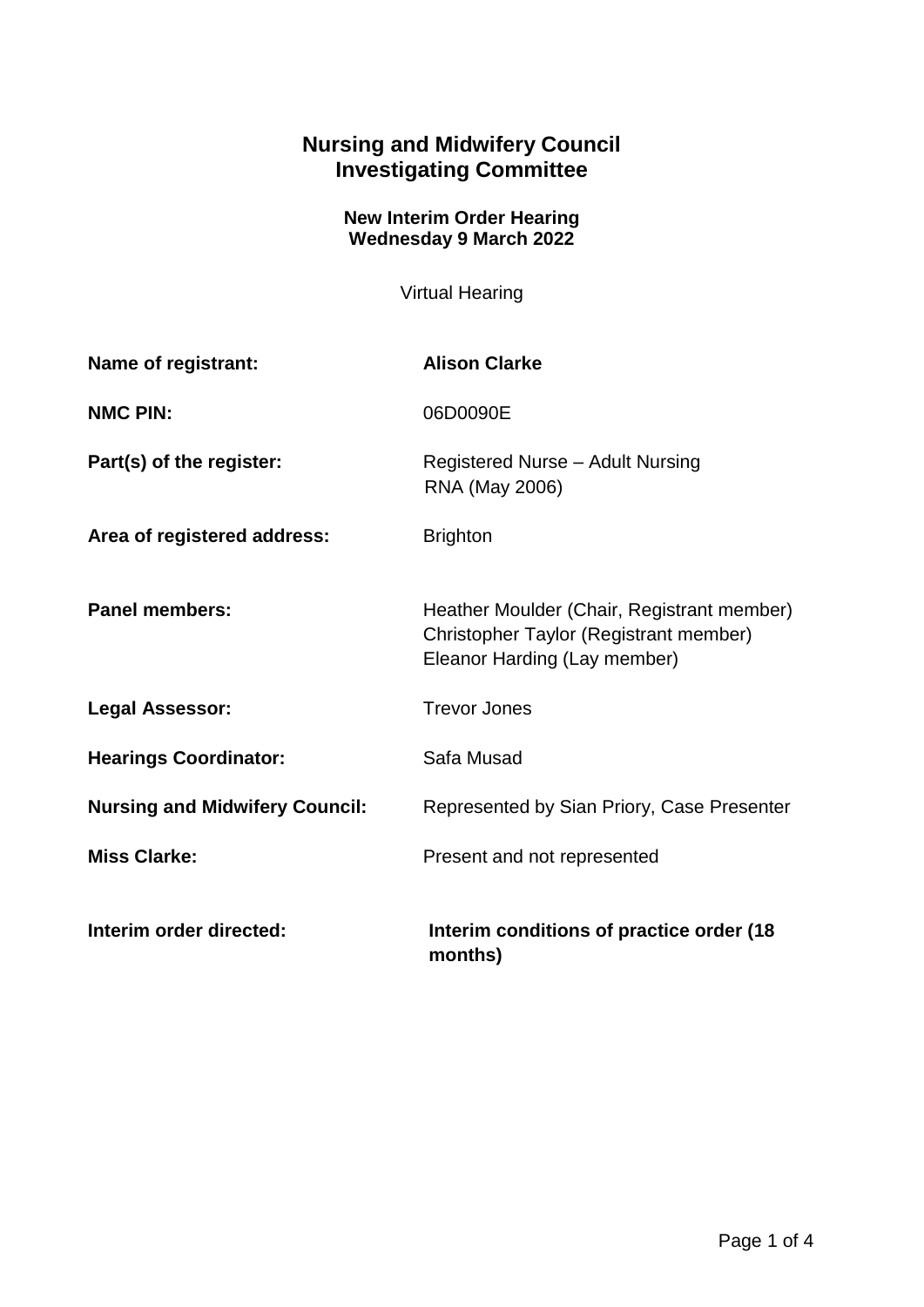# Nursing and Midwifery Council
# Investigating Committee

### New Interim Order Hearing
### Wednesday 9 March 2022

Virtual Hearing

| | |
|---|---|
| **Name of registrant:** | **Alison Clarke** |
| **NMC PIN:** | 06D0090E |
| **Part(s) of the register:** | Registered Nurse – Adult Nursing<br>RNA (May 2006) |
| **Area of registered address:** | Brighton |
| **Panel members:** | Heather Moulder (Chair, Registrant member)<br>Christopher Taylor (Registrant member)<br>Eleanor Harding (Lay member) |
| **Legal Assessor:** | Trevor Jones |
| **Hearings Coordinator:** | Safa Musad |
| **Nursing and Midwifery Council:** | Represented by Sian Priory, Case Presenter |
| **Miss Clarke:** | Present and not represented |
| **Interim order directed:** | **Interim conditions of practice order (18 months)** |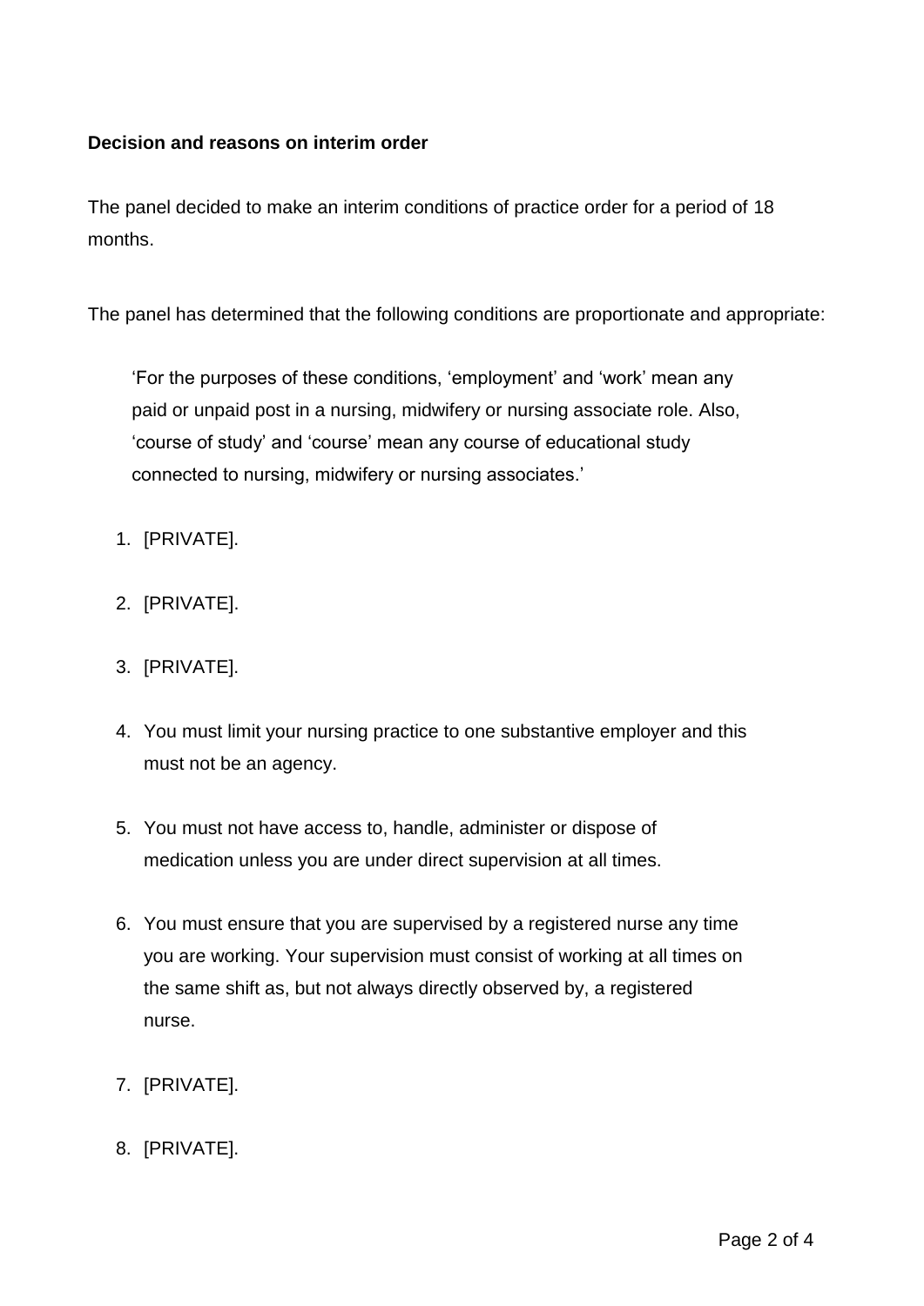**Decision and reasons on interim order**

The panel decided to make an interim conditions of practice order for a period of 18 months.

The panel has determined that the following conditions are proportionate and appropriate:

> 'For the purposes of these conditions, 'employment' and 'work' mean any paid or unpaid post in a nursing, midwifery or nursing associate role. Also, 'course of study' and 'course' mean any course of educational study connected to nursing, midwifery or nursing associates.'

1. [PRIVATE].

2. [PRIVATE].

3. [PRIVATE].

4. You must limit your nursing practice to one substantive employer and this must not be an agency.

5. You must not have access to, handle, administer or dispose of medication unless you are under direct supervision at all times.

6. You must ensure that you are supervised by a registered nurse any time you are working. Your supervision must consist of working at all times on the same shift as, but not always directly observed by, a registered nurse.

7. [PRIVATE].

8. [PRIVATE].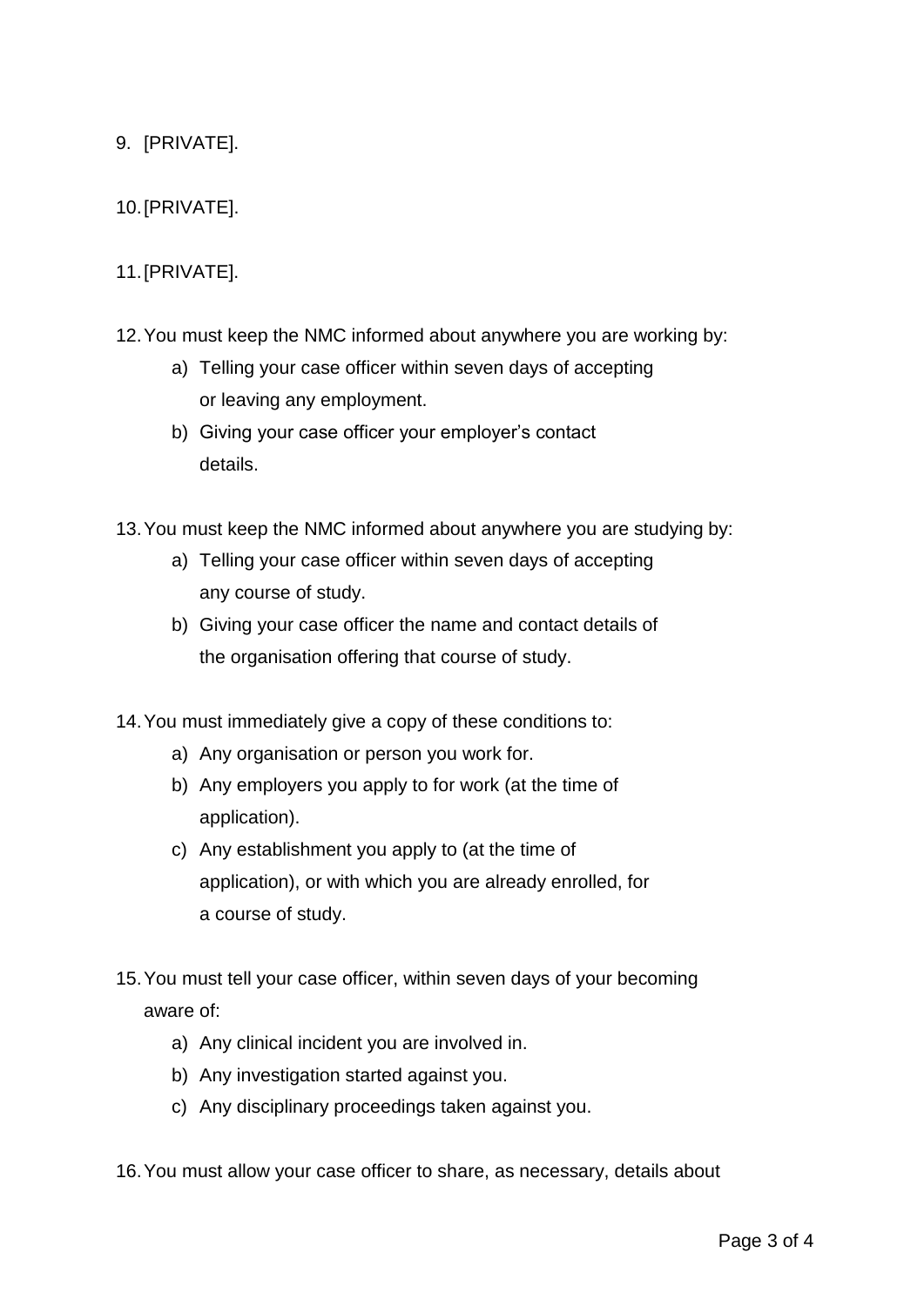9. [PRIVATE].

10. [PRIVATE].

11. [PRIVATE].

12. You must keep the NMC informed about anywhere you are working by:
    a) Telling your case officer within seven days of accepting or leaving any employment.
    b) Giving your case officer your employer's contact details.

13. You must keep the NMC informed about anywhere you are studying by:
    a) Telling your case officer within seven days of accepting any course of study.
    b) Giving your case officer the name and contact details of the organisation offering that course of study.

14. You must immediately give a copy of these conditions to:
    a) Any organisation or person you work for.
    b) Any employers you apply to for work (at the time of application).
    c) Any establishment you apply to (at the time of application), or with which you are already enrolled, for a course of study.

15. You must tell your case officer, within seven days of your becoming aware of:
    a) Any clinical incident you are involved in.
    b) Any investigation started against you.
    c) Any disciplinary proceedings taken against you.

16. You must allow your case officer to share, as necessary, details about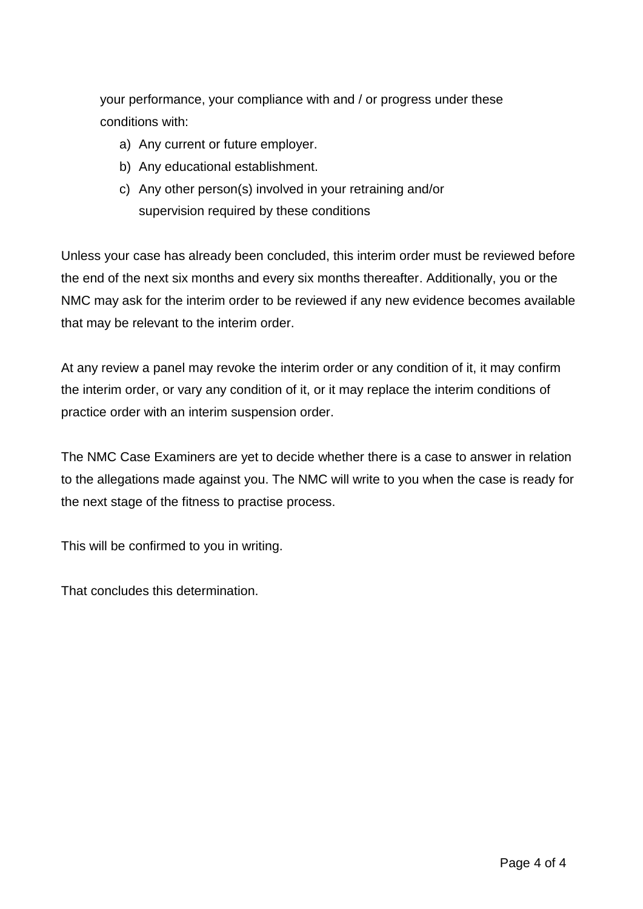your performance, your compliance with and / or progress under these conditions with:

a) Any current or future employer.
b) Any educational establishment.
c) Any other person(s) involved in your retraining and/or supervision required by these conditions

Unless your case has already been concluded, this interim order must be reviewed before the end of the next six months and every six months thereafter. Additionally, you or the NMC may ask for the interim order to be reviewed if any new evidence becomes available that may be relevant to the interim order.

At any review a panel may revoke the interim order or any condition of it, it may confirm the interim order, or vary any condition of it, or it may replace the interim conditions of practice order with an interim suspension order.

The NMC Case Examiners are yet to decide whether there is a case to answer in relation to the allegations made against you. The NMC will write to you when the case is ready for the next stage of the fitness to practise process.

This will be confirmed to you in writing.

That concludes this determination.